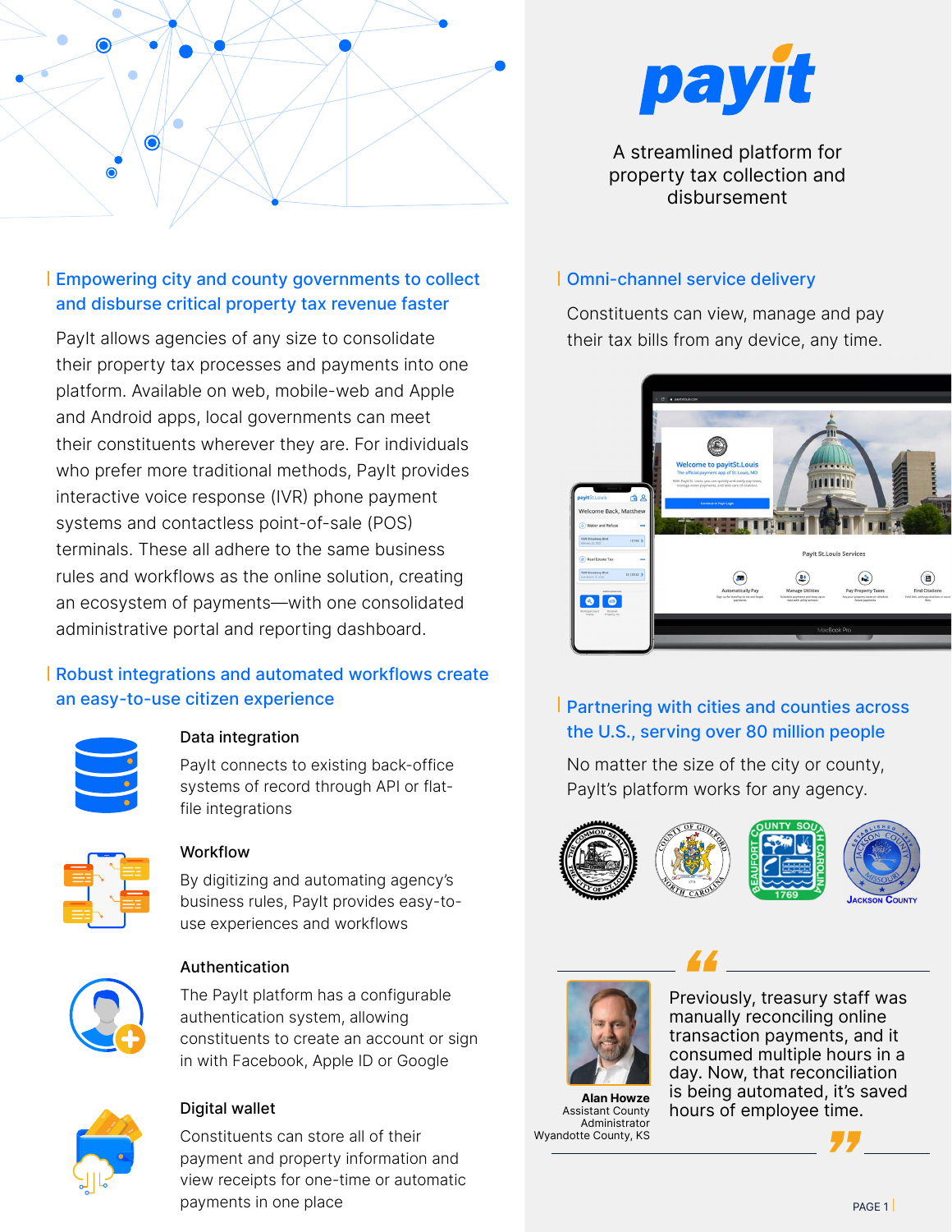# payit

A streamlined platform for property tax collection and disbursement

## Empowering city and county governments to collect and disburse critical property tax revenue faster

PayIt allows agencies of any size to consolidate their property tax processes and payments into one platform. Available on web, mobile-web and Apple and Android apps, local governments can meet their constituents wherever they are. For individuals who prefer more traditional methods, PayIt provides interactive voice response (IVR) phone payment systems and contactless point-of-sale (POS) terminals. These all adhere to the same business rules and workflows as the online solution, creating an ecosystem of payments—with one consolidated administrative portal and reporting dashboard.

## Robust integrations and automated workflows create an easy-to-use citizen experience

### Data integration

PayIt connects to existing back-office systems of record through API or flat-file integrations

### Workflow

By digitizing and automating agency's business rules, PayIt provides easy-to-use experiences and workflows

### Authentication

The PayIt platform has a configurable authentication system, allowing constituents to create an account or sign in with Facebook, Apple ID or Google

### Digital wallet

Constituents can store all of their payment and property information and view receipts for one-time or automatic payments in one place

## Omni-channel service delivery

Constituents can view, manage and pay their tax bills from any device, any time.

## Partnering with cities and counties across the U.S., serving over 80 million people

No matter the size of the city or county, PayIt's platform works for any agency.

> "Previously, treasury staff was manually reconciling online transaction payments, and it consumed multiple hours in a day. Now, that reconciliation is being automated, it's saved hours of employee time."
>
> **Alan Howze**
> Assistant County Administrator
> Wyandotte County, KS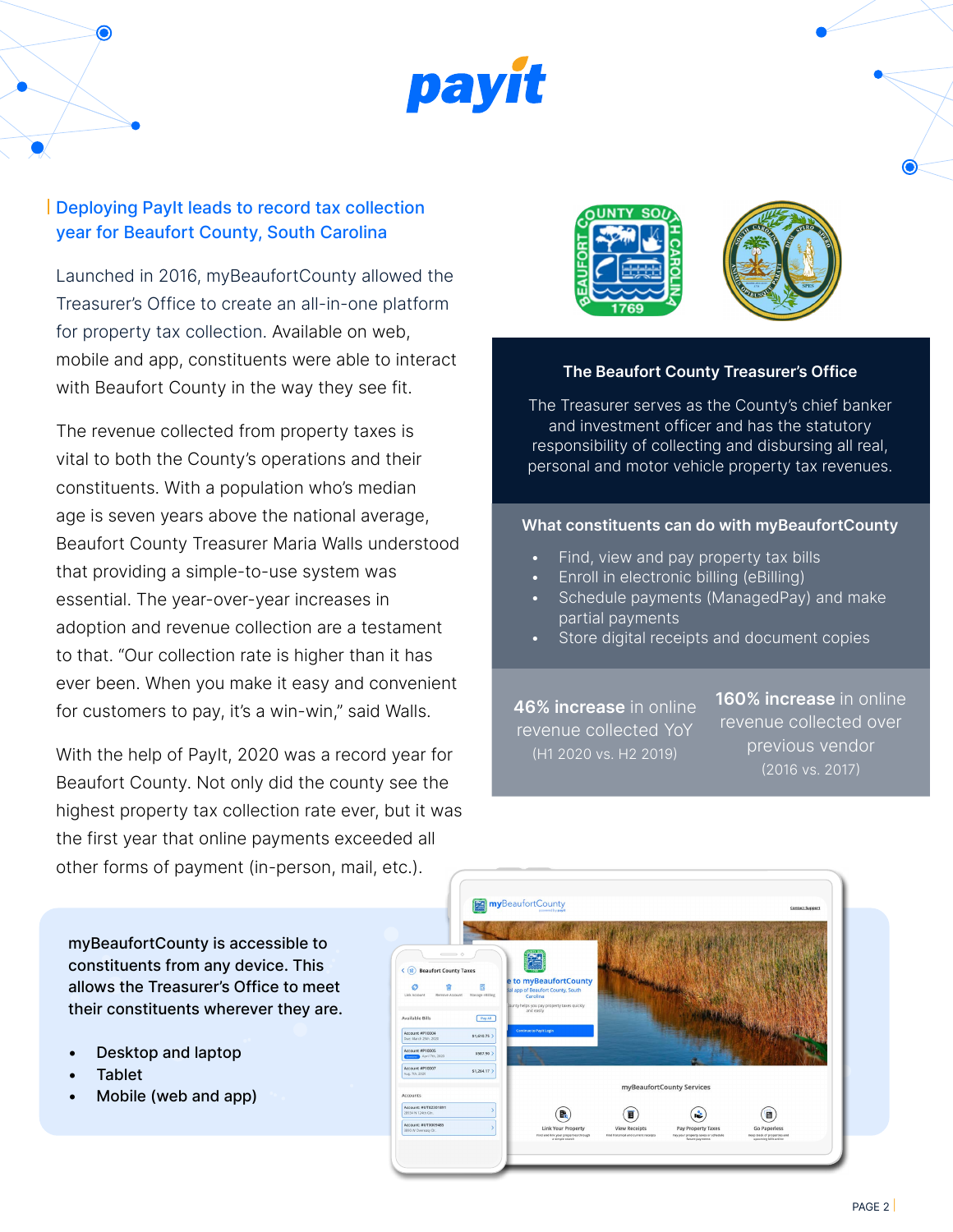## Deploying PayIt leads to record tax collection year for Beaufort County, South Carolina

Launched in 2016, myBeaufortCounty allowed the Treasurer's Office to create an all-in-one platform for property tax collection. Available on web, mobile and app, constituents were able to interact with Beaufort County in the way they see fit.

The revenue collected from property taxes is vital to both the County's operations and their constituents. With a population who's median age is seven years above the national average, Beaufort County Treasurer Maria Walls understood that providing a simple-to-use system was essential. The year-over-year increases in adoption and revenue collection are a testament to that. "Our collection rate is higher than it has ever been. When you make it easy and convenient for customers to pay, it's a win-win," said Walls.

With the help of PayIt, 2020 was a record year for Beaufort County. Not only did the county see the highest property tax collection rate ever, but it was the first year that online payments exceeded all other forms of payment (in-person, mail, etc.).

### The Beaufort County Treasurer's Office

The Treasurer serves as the County's chief banker and investment officer and has the statutory responsibility of collecting and disbursing all real, personal and motor vehicle property tax revenues.

### What constituents can do with myBeaufortCounty

- Find, view and pay property tax bills
- Enroll in electronic billing (eBilling)
- Schedule payments (ManagedPay) and make partial payments
- Store digital receipts and document copies

**46% increase** in online revenue collected YoY (H1 2020 vs. H2 2019)

**160% increase** in online revenue collected over previous vendor (2016 vs. 2017)

myBeaufortCounty is accessible to constituents from any device. This allows the Treasurer's Office to meet their constituents wherever they are.

- Desktop and laptop
- Tablet
- Mobile (web and app)